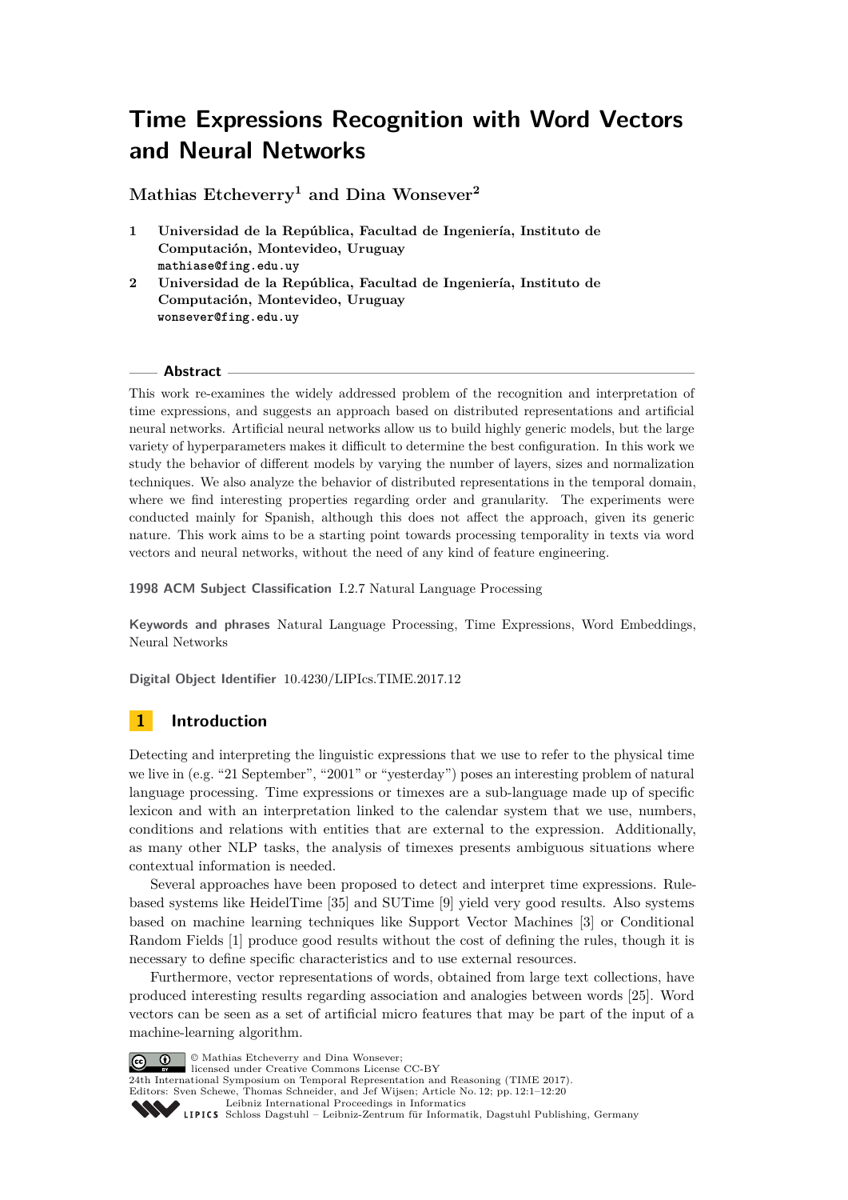# Time Expressions Recognition with Word Vectors and Neural Networks

**Mathias Etcheverry[1] and Dina Wonsever[2]**

1 **Universidad de la República, Facultad de Ingeniería, Instituto de Computación, Montevideo, Uruguay**
`mathiase@fing.edu.uy`

2 **Universidad de la República, Facultad de Ingeniería, Instituto de Computación, Montevideo, Uruguay**
`wonsever@fing.edu.uy`

## Abstract

This work re-examines the widely addressed problem of the recognition and interpretation of time expressions, and suggests an approach based on distributed representations and artificial neural networks. Artificial neural networks allow us to build highly generic models, but the large variety of hyperparameters makes it difficult to determine the best configuration. In this work we study the behavior of different models by varying the number of layers, sizes and normalization techniques. We also analyze the behavior of distributed representations in the temporal domain, where we find interesting properties regarding order and granularity. The experiments were conducted mainly for Spanish, although this does not affect the approach, given its generic nature. This work aims to be a starting point towards processing temporality in texts via word vectors and neural networks, without the need of any kind of feature engineering.

**1998 ACM Subject Classification** I.2.7 Natural Language Processing

**Keywords and phrases** Natural Language Processing, Time Expressions, Word Embeddings, Neural Networks

**Digital Object Identifier** 10.4230/LIPIcs.TIME.2017.12

## 1 Introduction

Detecting and interpreting the linguistic expressions that we use to refer to the physical time we live in (e.g. "21 September", "2001" or "yesterday") poses an interesting problem of natural language processing. Time expressions or timexes are a sub-language made up of specific lexicon and with an interpretation linked to the calendar system that we use, numbers, conditions and relations with entities that are external to the expression. Additionally, as many other NLP tasks, the analysis of timexes presents ambiguous situations where contextual information is needed.

Several approaches have been proposed to detect and interpret time expressions. Rule-based systems like HeidelTime [35] and SUTime [9] yield very good results. Also systems based on machine learning techniques like Support Vector Machines [3] or Conditional Random Fields [1] produce good results without the cost of defining the rules, though it is necessary to define specific characteristics and to use external resources.

Furthermore, vector representations of words, obtained from large text collections, have produced interesting results regarding association and analogies between words [25]. Word vectors can be seen as a set of artificial micro features that may be part of the input of a machine-learning algorithm.

© Mathias Etcheverry and Dina Wonsever;
licensed under Creative Commons License CC-BY
24th International Symposium on Temporal Representation and Reasoning (TIME 2017).
Editors: Sven Schewe, Thomas Schneider, and Jef Wijsen; Article No. 12; pp. 12:1–12:20
Leibniz International Proceedings in Informatics
LIPICS Schloss Dagstuhl – Leibniz-Zentrum für Informatik, Dagstuhl Publishing, Germany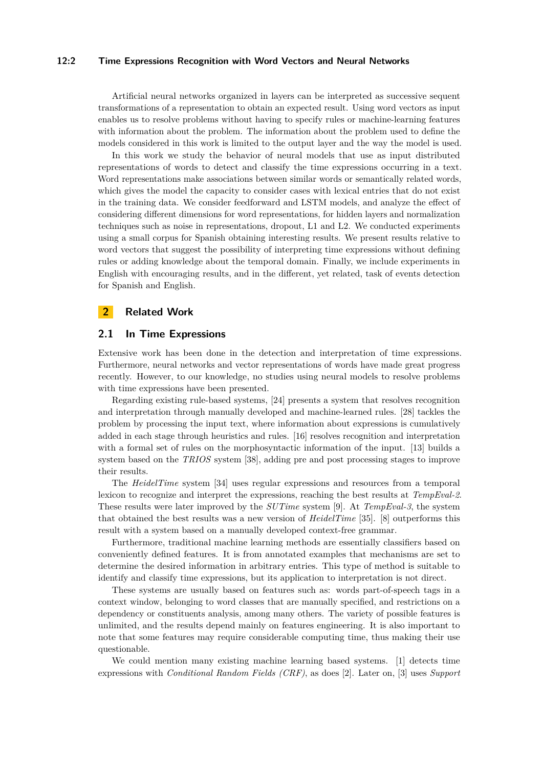Artificial neural networks organized in layers can be interpreted as successive sequent transformations of a representation to obtain an expected result. Using word vectors as input enables us to resolve problems without having to specify rules or machine-learning features with information about the problem. The information about the problem used to define the models considered in this work is limited to the output layer and the way the model is used.

In this work we study the behavior of neural models that use as input distributed representations of words to detect and classify the time expressions occurring in a text. Word representations make associations between similar words or semantically related words, which gives the model the capacity to consider cases with lexical entries that do not exist in the training data. We consider feedforward and LSTM models, and analyze the effect of considering different dimensions for word representations, for hidden layers and normalization techniques such as noise in representations, dropout, L1 and L2. We conducted experiments using a small corpus for Spanish obtaining interesting results. We present results relative to word vectors that suggest the possibility of interpreting time expressions without defining rules or adding knowledge about the temporal domain. Finally, we include experiments in English with encouraging results, and in the different, yet related, task of events detection for Spanish and English.

## 2 Related Work

### 2.1 In Time Expressions

Extensive work has been done in the detection and interpretation of time expressions. Furthermore, neural networks and vector representations of words have made great progress recently. However, to our knowledge, no studies using neural models to resolve problems with time expressions have been presented.

Regarding existing rule-based systems, [24] presents a system that resolves recognition and interpretation through manually developed and machine-learned rules. [28] tackles the problem by processing the input text, where information about expressions is cumulatively added in each stage through heuristics and rules. [16] resolves recognition and interpretation with a formal set of rules on the morphosyntactic information of the input. [13] builds a system based on the *TRIOS* system [38], adding pre and post processing stages to improve their results.

The *HeidelTime* system [34] uses regular expressions and resources from a temporal lexicon to recognize and interpret the expressions, reaching the best results at *TempEval-2*. These results were later improved by the *SUTime* system [9]. At *TempEval-3*, the system that obtained the best results was a new version of *HeidelTime* [35]. [8] outperforms this result with a system based on a manually developed context-free grammar.

Furthermore, traditional machine learning methods are essentially classifiers based on conveniently defined features. It is from annotated examples that mechanisms are set to determine the desired information in arbitrary entries. This type of method is suitable to identify and classify time expressions, but its application to interpretation is not direct.

These systems are usually based on features such as: words part-of-speech tags in a context window, belonging to word classes that are manually specified, and restrictions on a dependency or constituents analysis, among many others. The variety of possible features is unlimited, and the results depend mainly on features engineering. It is also important to note that some features may require considerable computing time, thus making their use questionable.

We could mention many existing machine learning based systems. [1] detects time expressions with *Conditional Random Fields (CRF)*, as does [2]. Later on, [3] uses *Support*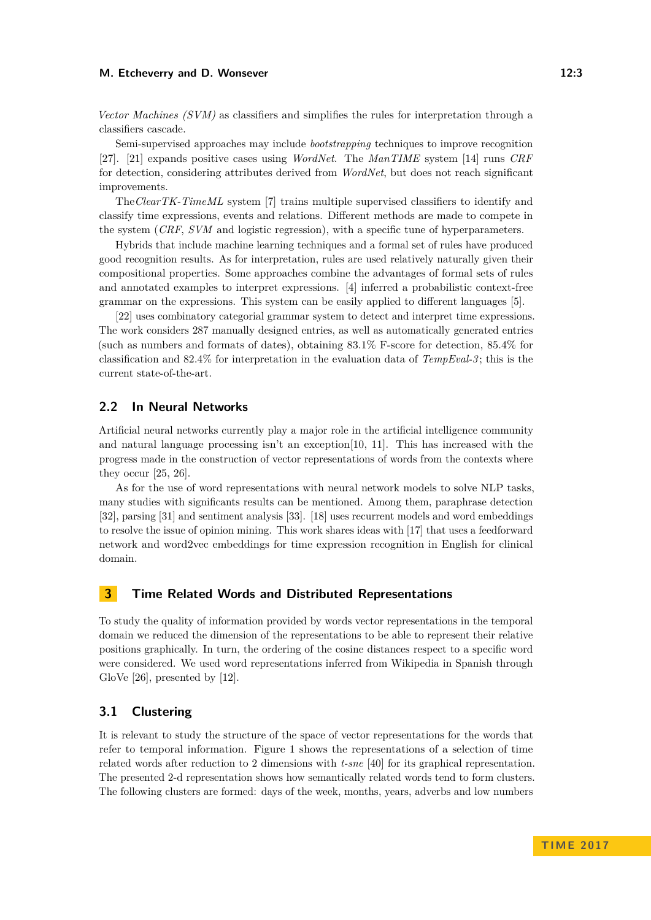*Vector Machines (SVM)* as classifiers and simplifies the rules for interpretation through a classifiers cascade.

Semi-supervised approaches may include *bootstrapping* techniques to improve recognition [27]. [21] expands positive cases using *WordNet*. The *ManTIME* system [14] runs *CRF* for detection, considering attributes derived from *WordNet*, but does not reach significant improvements.

The *ClearTK-TimeML* system [7] trains multiple supervised classifiers to identify and classify time expressions, events and relations. Different methods are made to compete in the system (*CRF*, *SVM* and logistic regression), with a specific tune of hyperparameters.

Hybrids that include machine learning techniques and a formal set of rules have produced good recognition results. As for interpretation, rules are used relatively naturally given their compositional properties. Some approaches combine the advantages of formal sets of rules and annotated examples to interpret expressions. [4] inferred a probabilistic context-free grammar on the expressions. This system can be easily applied to different languages [5].

[22] uses combinatory categorial grammar system to detect and interpret time expressions. The work considers 287 manually designed entries, as well as automatically generated entries (such as numbers and formats of dates), obtaining 83.1% F-score for detection, 85.4% for classification and 82.4% for interpretation in the evaluation data of *TempEval-3*; this is the current state-of-the-art.

## 2.2 In Neural Networks

Artificial neural networks currently play a major role in the artificial intelligence community and natural language processing isn't an exception[10, 11]. This has increased with the progress made in the construction of vector representations of words from the contexts where they occur [25, 26].

As for the use of word representations with neural network models to solve NLP tasks, many studies with significants results can be mentioned. Among them, paraphrase detection [32], parsing [31] and sentiment analysis [33]. [18] uses recurrent models and word embeddings to resolve the issue of opinion mining. This work shares ideas with [17] that uses a feedforward network and word2vec embeddings for time expression recognition in English for clinical domain.

# 3 Time Related Words and Distributed Representations

To study the quality of information provided by words vector representations in the temporal domain we reduced the dimension of the representations to be able to represent their relative positions graphically. In turn, the ordering of the cosine distances respect to a specific word were considered. We used word representations inferred from Wikipedia in Spanish through GloVe [26], presented by [12].

## 3.1 Clustering

It is relevant to study the structure of the space of vector representations for the words that refer to temporal information. Figure 1 shows the representations of a selection of time related words after reduction to 2 dimensions with *t-sne* [40] for its graphical representation. The presented 2-d representation shows how semantically related words tend to form clusters. The following clusters are formed: days of the week, months, years, adverbs and low numbers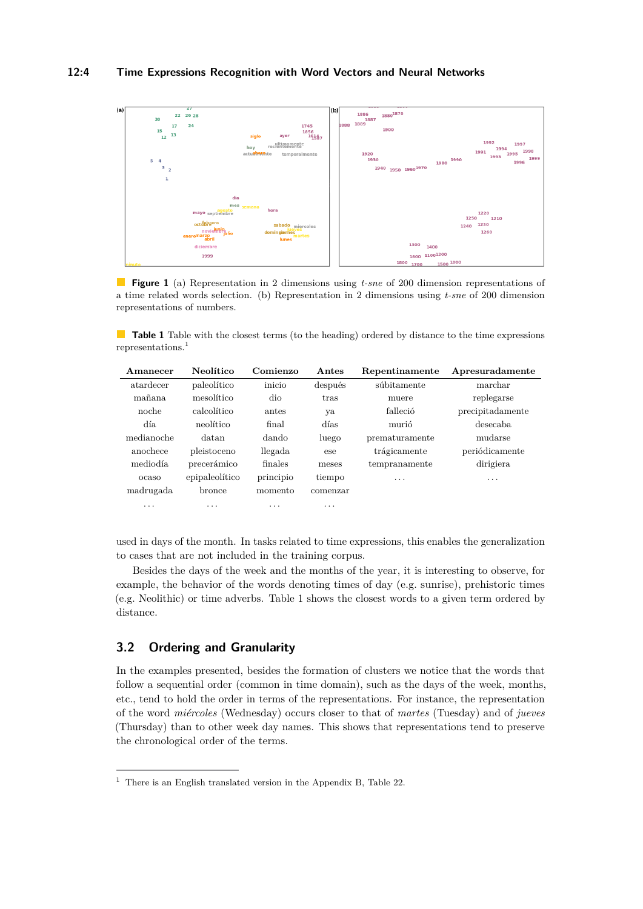**Figure 1** (a) Representation in 2 dimensions using *t-sne* of 200 dimension representations of a time related words selection. (b) Representation in 2 dimensions using *t-sne* of 200 dimension representations of numbers.

**Table 1** Table with the closest terms (to the heading) ordered by distance to the time expressions representations.[1]

| Amanecer | Neolítico | Comienzo | Antes | Repentinamente | Apresuradamente |
|---|---|---|---|---|---|
| atardecer | paleolítico | inicio | después | súbitamente | marchar |
| mañana | mesolítico | dio | tras | muere | replegarse |
| noche | calcolítico | antes | ya | falleció | precipitadamente |
| día | neolítico | final | días | murió | desecaba |
| medianoche | datan | dando | luego | prematuramente | mudarse |
| anochece | pleistoceno | llegada | ese | trágicamente | periódicamente |
| mediodía | precerámico | finales | meses | tempranamente | dirigiera |
| ocaso | epipaleolítico | principio | tiempo | ... | ... |
| madrugada | bronce | momento | comenzar | | |
| ... | ... | ... | ... | | |

used in days of the month. In tasks related to time expressions, this enables the generalization to cases that are not included in the training corpus.

Besides the days of the week and the months of the year, it is interesting to observe, for example, the behavior of the words denoting times of day (e.g. sunrise), prehistoric times (e.g. Neolithic) or time adverbs. Table 1 shows the closest words to a given term ordered by distance.

## 3.2 Ordering and Granularity

In the examples presented, besides the formation of clusters we notice that the words that follow a sequential order (common in time domain), such as the days of the week, months, etc., tend to hold the order in terms of the representations. For instance, the representation of the word *miércoles* (Wednesday) occurs closer to that of *martes* (Tuesday) and of *jueves* (Thursday) than to other week day names. This shows that representations tend to preserve the chronological order of the terms.

[1] There is an English translated version in the Appendix B, Table 22.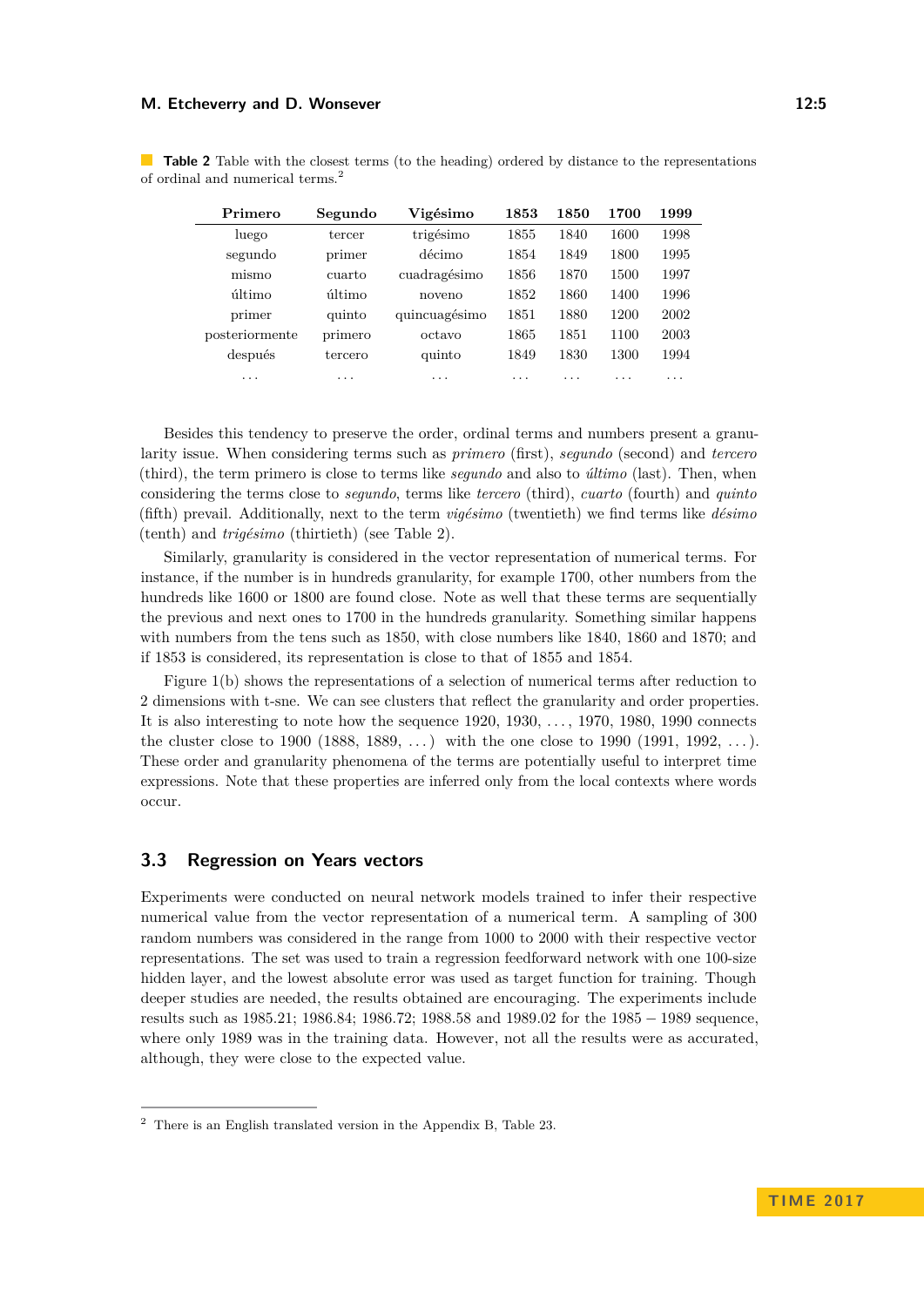**Table 2** Table with the closest terms (to the heading) ordered by distance to the representations of ordinal and numerical terms.[2]

| Primero | Segundo | Vigésimo | 1853 | 1850 | 1700 | 1999 |
|---|---|---|---|---|---|---|
| luego | tercer | trigésimo | 1855 | 1840 | 1600 | 1998 |
| segundo | primer | décimo | 1854 | 1849 | 1800 | 1995 |
| mismo | cuarto | cuadragésimo | 1856 | 1870 | 1500 | 1997 |
| último | último | noveno | 1852 | 1860 | 1400 | 1996 |
| primer | quinto | quincuagésimo | 1851 | 1880 | 1200 | 2002 |
| posteriormente | primero | octavo | 1865 | 1851 | 1100 | 2003 |
| después | tercero | quinto | 1849 | 1830 | 1300 | 1994 |
| ... | ... | ... | ... | ... | ... | ... |

Besides this tendency to preserve the order, ordinal terms and numbers present a granularity issue. When considering terms such as *primero* (first), *segundo* (second) and *tercero* (third), the term primero is close to terms like *segundo* and also to *último* (last). Then, when considering the terms close to *segundo*, terms like *tercero* (third), *cuarto* (fourth) and *quinto* (fifth) prevail. Additionally, next to the term *vigésimo* (twentieth) we find terms like *désimo* (tenth) and *trigésimo* (thirtieth) (see Table 2).

Similarly, granularity is considered in the vector representation of numerical terms. For instance, if the number is in hundreds granularity, for example 1700, other numbers from the hundreds like 1600 or 1800 are found close. Note as well that these terms are sequentially the previous and next ones to 1700 in the hundreds granularity. Something similar happens with numbers from the tens such as 1850, with close numbers like 1840, 1860 and 1870; and if 1853 is considered, its representation is close to that of 1855 and 1854.

Figure 1(b) shows the representations of a selection of numerical terms after reduction to 2 dimensions with t-sne. We can see clusters that reflect the granularity and order properties. It is also interesting to note how the sequence 1920, 1930, ..., 1970, 1980, 1990 connects the cluster close to 1900 (1888, 1889, ...) with the one close to 1990 (1991, 1992, ...). These order and granularity phenomena of the terms are potentially useful to interpret time expressions. Note that these properties are inferred only from the local contexts where words occur.

## 3.3 Regression on Years vectors

Experiments were conducted on neural network models trained to infer their respective numerical value from the vector representation of a numerical term. A sampling of 300 random numbers was considered in the range from 1000 to 2000 with their respective vector representations. The set was used to train a regression feedforward network with one 100-size hidden layer, and the lowest absolute error was used as target function for training. Though deeper studies are needed, the results obtained are encouraging. The experiments include results such as 1985.21; 1986.84; 1986.72; 1988.58 and 1989.02 for the 1985 – 1989 sequence, where only 1989 was in the training data. However, not all the results were as accurated, although, they were close to the expected value.

[2] There is an English translated version in the Appendix B, Table 23.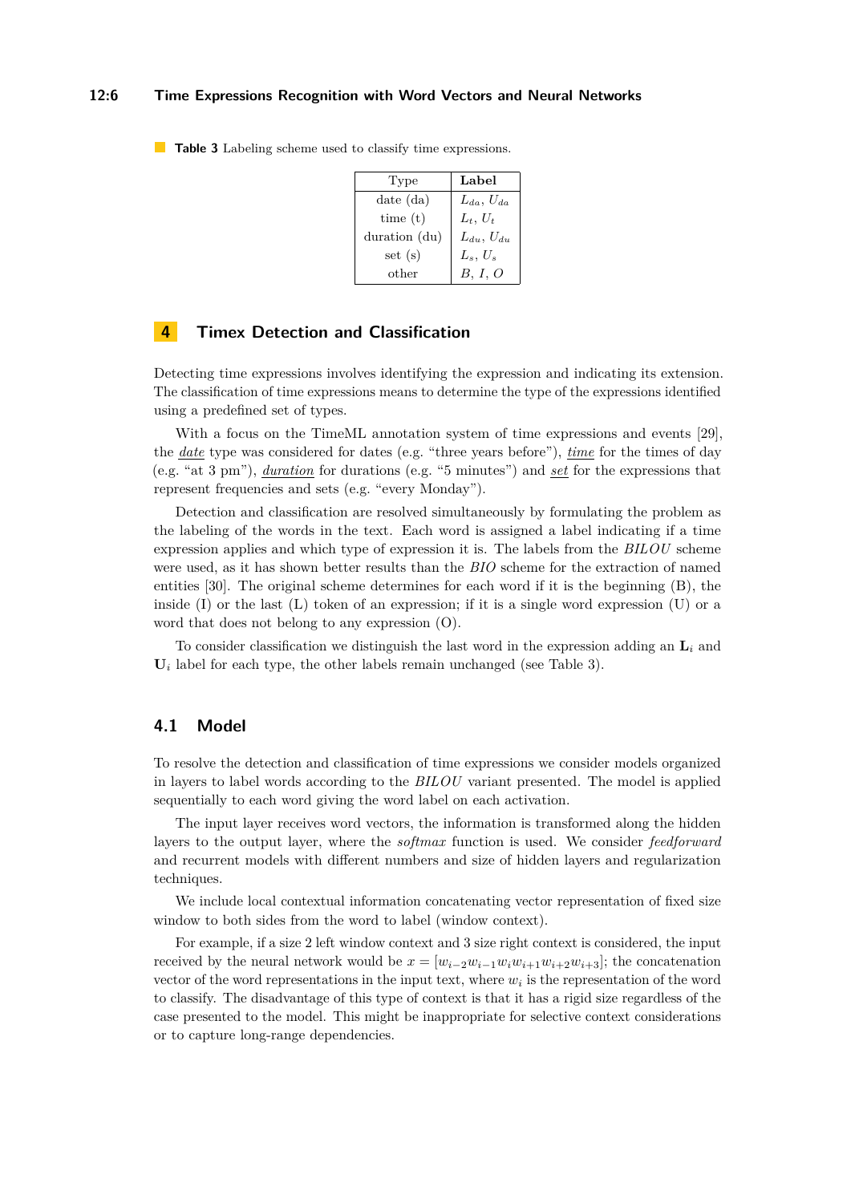**Table 3** Labeling scheme used to classify time expressions.

| Type | **Label** |
|---|---|
| date (da) | $L_{da}$, $U_{da}$ |
| time (t) | $L_t$, $U_t$ |
| duration (du) | $L_{du}$, $U_{du}$ |
| set (s) | $L_s$, $U_s$ |
| other | $B$, $I$, $O$ |

## 4 Timex Detection and Classification

Detecting time expressions involves identifying the expression and indicating its extension. The classification of time expressions means to determine the type of the expressions identified using a predefined set of types.

With a focus on the TimeML annotation system of time expressions and events [29], the *date* type was considered for dates (e.g. “three years before”), *time* for the times of day (e.g. “at 3 pm”), *duration* for durations (e.g. “5 minutes”) and *set* for the expressions that represent frequencies and sets (e.g. “every Monday”).

Detection and classification are resolved simultaneously by formulating the problem as the labeling of the words in the text. Each word is assigned a label indicating if a time expression applies and which type of expression it is. The labels from the *BILOU* scheme were used, as it has shown better results than the *BIO* scheme for the extraction of named entities [30]. The original scheme determines for each word if it is the beginning (B), the inside (I) or the last (L) token of an expression; if it is a single word expression (U) or a word that does not belong to any expression (O).

To consider classification we distinguish the last word in the expression adding an $\mathbf{L}_i$ and $\mathbf{U}_i$ label for each type, the other labels remain unchanged (see Table 3).

### 4.1 Model

To resolve the detection and classification of time expressions we consider models organized in layers to label words according to the *BILOU* variant presented. The model is applied sequentially to each word giving the word label on each activation.

The input layer receives word vectors, the information is transformed along the hidden layers to the output layer, where the *softmax* function is used. We consider *feedforward* and recurrent models with different numbers and size of hidden layers and regularization techniques.

We include local contextual information concatenating vector representation of fixed size window to both sides from the word to label (window context).

For example, if a size 2 left window context and 3 size right context is considered, the input received by the neural network would be $x = [w_{i-2}w_{i-1}w_iw_{i+1}w_{i+2}w_{i+3}]$; the concatenation vector of the word representations in the input text, where $w_i$ is the representation of the word to classify. The disadvantage of this type of context is that it has a rigid size regardless of the case presented to the model. This might be inappropriate for selective context considerations or to capture long-range dependencies.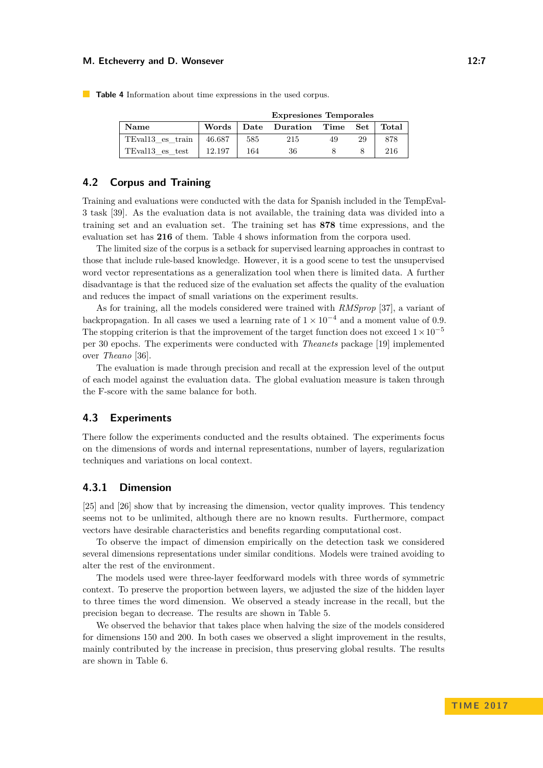**Table 4** Information about time expressions in the used corpus.

| Name | Words | Expresiones Temporales | | | | |
|---|---|---|---|---|---|---|
| | | Date | Duration | Time | Set | Total |
| TEval13_es_train | 46.687 | 585 | 215 | 49 | 29 | 878 |
| TEval13_es_test | 12.197 | 164 | 36 | 8 | 8 | 216 |

## 4.2 Corpus and Training

Training and evaluations were conducted with the data for Spanish included in the TempEval-3 task [39]. As the evaluation data is not available, the training data was divided into a training set and an evaluation set. The training set has **878** time expressions, and the evaluation set has **216** of them. Table 4 shows information from the corpora used.

The limited size of the corpus is a setback for supervised learning approaches in contrast to those that include rule-based knowledge. However, it is a good scene to test the unsupervised word vector representations as a generalization tool when there is limited data. A further disadvantage is that the reduced size of the evaluation set affects the quality of the evaluation and reduces the impact of small variations on the experiment results.

As for training, all the models considered were trained with *RMSprop* [37], a variant of backpropagation. In all cases we used a learning rate of $1 \times 10^{-4}$ and a moment value of 0.9. The stopping criterion is that the improvement of the target function does not exceed $1 \times 10^{-5}$ per 30 epochs. The experiments were conducted with *Theanets* package [19] implemented over *Theano* [36].

The evaluation is made through precision and recall at the expression level of the output of each model against the evaluation data. The global evaluation measure is taken through the F-score with the same balance for both.

## 4.3 Experiments

There follow the experiments conducted and the results obtained. The experiments focus on the dimensions of words and internal representations, number of layers, regularization techniques and variations on local context.

### 4.3.1 Dimension

[25] and [26] show that by increasing the dimension, vector quality improves. This tendency seems not to be unlimited, although there are no known results. Furthermore, compact vectors have desirable characteristics and benefits regarding computational cost.

To observe the impact of dimension empirically on the detection task we considered several dimensions representations under similar conditions. Models were trained avoiding to alter the rest of the environment.

The models used were three-layer feedforward models with three words of symmetric context. To preserve the proportion between layers, we adjusted the size of the hidden layer to three times the word dimension. We observed a steady increase in the recall, but the precision began to decrease. The results are shown in Table 5.

We observed the behavior that takes place when halving the size of the models considered for dimensions 150 and 200. In both cases we observed a slight improvement in the results, mainly contributed by the increase in precision, thus preserving global results. The results are shown in Table 6.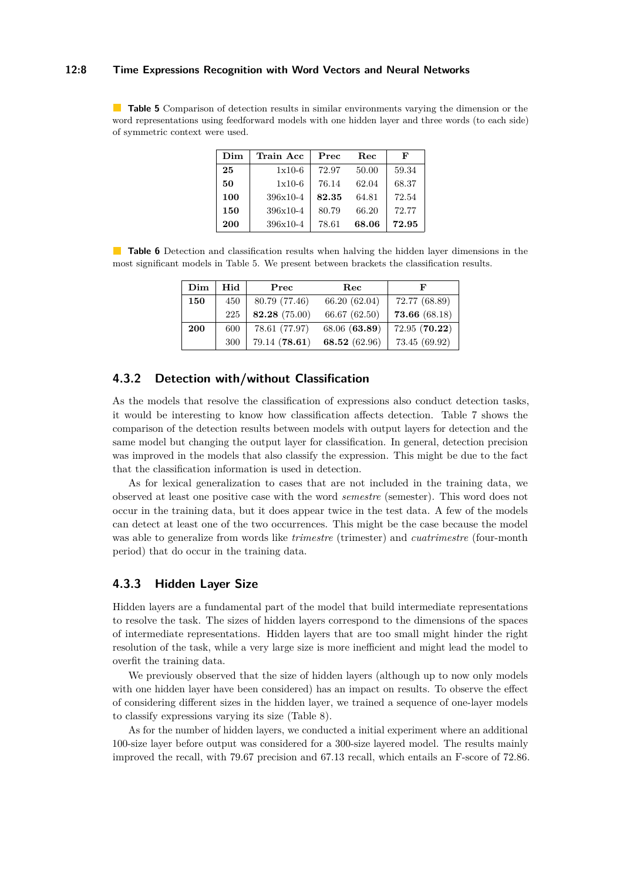**Table 5** Comparison of detection results in similar environments varying the dimension or the word representations using feedforward models with one hidden layer and three words (to each side) of symmetric context were used.

| Dim | Train Acc | Prec | Rec | F |
|---|---|---|---|---|
| **25** | 1x10-6 | 72.97 | 50.00 | 59.34 |
| **50** | 1x10-6 | 76.14 | 62.04 | 68.37 |
| **100** | 396x10-4 | **82.35** | 64.81 | 72.54 |
| **150** | 396x10-4 | 80.79 | 66.20 | 72.77 |
| **200** | 396x10-4 | 78.61 | **68.06** | **72.95** |

**Table 6** Detection and classification results when halving the hidden layer dimensions in the most significant models in Table 5. We present between brackets the classification results.

| Dim | Hid | Prec | Rec | F |
|---|---|---|---|---|
| **150** | 450 | 80.79 (77.46) | 66.20 (62.04) | 72.77 (68.89) |
| | 225 | **82.28** (75.00) | 66.67 (62.50) | **73.66** (68.18) |
| **200** | 600 | 78.61 (77.97) | 68.06 (**63.89**) | 72.95 (**70.22**) |
| | 300 | 79.14 (**78.61**) | **68.52** (62.96) | 73.45 (69.92) |

### 4.3.2 Detection with/without Classification

As the models that resolve the classification of expressions also conduct detection tasks, it would be interesting to know how classification affects detection. Table 7 shows the comparison of the detection results between models with output layers for detection and the same model but changing the output layer for classification. In general, detection precision was improved in the models that also classify the expression. This might be due to the fact that the classification information is used in detection.

As for lexical generalization to cases that are not included in the training data, we observed at least one positive case with the word *semestre* (semester). This word does not occur in the training data, but it does appear twice in the test data. A few of the models can detect at least one of the two occurrences. This might be the case because the model was able to generalize from words like *trimestre* (trimester) and *cuatrimestre* (four-month period) that do occur in the training data.

### 4.3.3 Hidden Layer Size

Hidden layers are a fundamental part of the model that build intermediate representations to resolve the task. The sizes of hidden layers correspond to the dimensions of the spaces of intermediate representations. Hidden layers that are too small might hinder the right resolution of the task, while a very large size is more inefficient and might lead the model to overfit the training data.

We previously observed that the size of hidden layers (although up to now only models with one hidden layer have been considered) has an impact on results. To observe the effect of considering different sizes in the hidden layer, we trained a sequence of one-layer models to classify expressions varying its size (Table 8).

As for the number of hidden layers, we conducted a initial experiment where an additional 100-size layer before output was considered for a 300-size layered model. The results mainly improved the recall, with 79.67 precision and 67.13 recall, which entails an F-score of 72.86.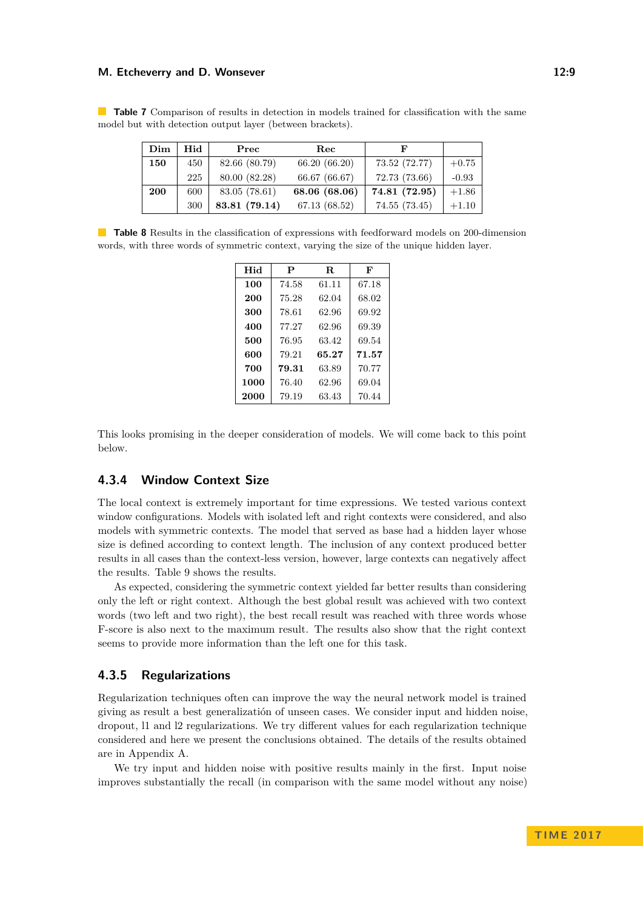**Table 7** Comparison of results in detection in models trained for classification with the same model but with detection output layer (between brackets).

| Dim | Hid | Prec | Rec | F | |
|---|---|---|---|---|---|
| **150** | 450 | 82.66 (80.79) | 66.20 (66.20) | 73.52 (72.77) | +0.75 |
| | 225 | 80.00 (82.28) | 66.67 (66.67) | 72.73 (73.66) | -0.93 |
| **200** | 600 | 83.05 (78.61) | **68.06 (68.06)** | **74.81 (72.95)** | +1.86 |
| | 300 | **83.81 (79.14)** | 67.13 (68.52) | 74.55 (73.45) | +1.10 |

**Table 8** Results in the classification of expressions with feedforward models on 200-dimension words, with three words of symmetric context, varying the size of the unique hidden layer.

| Hid | P | R | F |
|---|---|---|---|
| **100** | 74.58 | 61.11 | 67.18 |
| **200** | 75.28 | 62.04 | 68.02 |
| **300** | 78.61 | 62.96 | 69.92 |
| **400** | 77.27 | 62.96 | 69.39 |
| **500** | 76.95 | 63.42 | 69.54 |
| **600** | 79.21 | **65.27** | **71.57** |
| **700** | **79.31** | 63.89 | 70.77 |
| **1000** | 76.40 | 62.96 | 69.04 |
| **2000** | 79.19 | 63.43 | 70.44 |

This looks promising in the deeper consideration of models. We will come back to this point below.

### 4.3.4 Window Context Size

The local context is extremely important for time expressions. We tested various context window configurations. Models with isolated left and right contexts were considered, and also models with symmetric contexts. The model that served as base had a hidden layer whose size is defined according to context length. The inclusion of any context produced better results in all cases than the context-less version, however, large contexts can negatively affect the results. Table 9 shows the results.

As expected, considering the symmetric context yielded far better results than considering only the left or right context. Although the best global result was achieved with two context words (two left and two right), the best recall result was reached with three words whose F-score is also next to the maximum result. The results also show that the right context seems to provide more information than the left one for this task.

### 4.3.5 Regularizations

Regularization techniques often can improve the way the neural network model is trained giving as result a best generalizatión of unseen cases. We consider input and hidden noise, dropout, l1 and l2 regularizations. We try different values for each regularization technique considered and here we present the conclusions obtained. The details of the results obtained are in Appendix A.

We try input and hidden noise with positive results mainly in the first. Input noise improves substantially the recall (in comparison with the same model without any noise)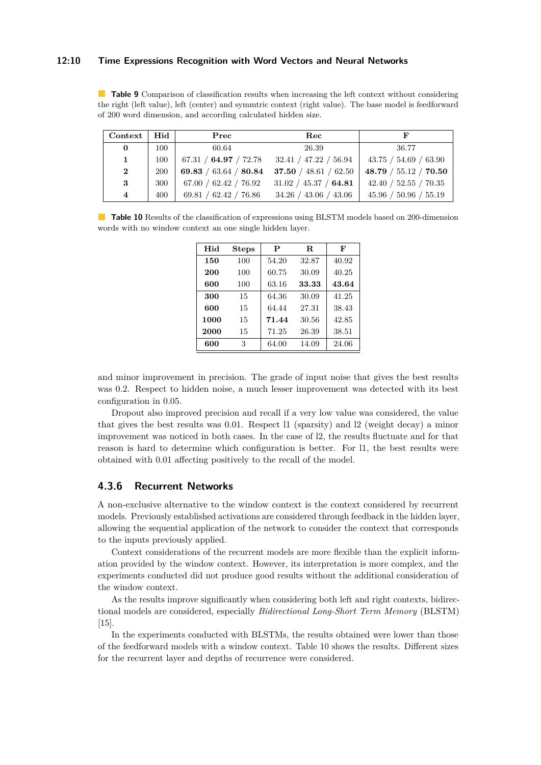**Table 9** Comparison of classification results when increasing the left context without considering the right (left value), left (center) and symmtric context (right value). The base model is feedforward of 200 word dimension, and according calculated hidden size.

| Context | Hid | Prec | Rec | F |
|---|---|---|---|---|
| **0** | 100 | 60.64 | 26.39 | 36.77 |
| **1** | 100 | 67.31 / **64.97** / 72.78 | 32.41 / 47.22 / 56.94 | 43.75 / 54.69 / 63.90 |
| **2** | 200 | **69.83** / 63.64 / **80.84** | **37.50** / 48.61 / 62.50 | **48.79** / 55.12 / **70.50** |
| **3** | 300 | 67.00 / 62.42 / 76.92 | 31.02 / 45.37 / **64.81** | 42.40 / 52.55 / 70.35 |
| **4** | 400 | 69.81 / 62.42 / 76.86 | 34.26 / 43.06 / 43.06 | 45.96 / 50.96 / 55.19 |

**Table 10** Results of the classification of expressions using BLSTM models based on 200-dimension words with no window context an one single hidden layer.

| Hid | Steps | P | R | F |
|---|---|---|---|---|
| **150** | 100 | 54.20 | 32.87 | 40.92 |
| **200** | 100 | 60.75 | 30.09 | 40.25 |
| **600** | 100 | 63.16 | **33.33** | **43.64** |
| **300** | 15 | 64.36 | 30.09 | 41.25 |
| **600** | 15 | 64.44 | 27.31 | 38.43 |
| **1000** | 15 | **71.44** | 30.56 | 42.85 |
| **2000** | 15 | 71.25 | 26.39 | 38.51 |
| **600** | 3 | 64.00 | 14.09 | 24.06 |

and minor improvement in precision. The grade of input noise that gives the best results was 0.2. Respect to hidden noise, a much lesser improvement was detected with its best configuration in 0.05.

Dropout also improved precision and recall if a very low value was considered, the value that gives the best results was 0.01. Respect l1 (sparsity) and l2 (weight decay) a minor improvement was noticed in both cases. In the case of l2, the results fluctuate and for that reason is hard to determine which configuration is better. For l1, the best results were obtained with 0.01 affecting positively to the recall of the model.

### 4.3.6 Recurrent Networks

A non-exclusive alternative to the window context is the context considered by recurrent models. Previously established activations are considered through feedback in the hidden layer, allowing the sequential application of the network to consider the context that corresponds to the inputs previously applied.

Context considerations of the recurrent models are more flexible than the explicit information provided by the window context. However, its interpretation is more complex, and the experiments conducted did not produce good results without the additional consideration of the window context.

As the results improve significantly when considering both left and right contexts, bidirectional models are considered, especially *Bidirectional Long-Short Term Memory* (BLSTM) [15].

In the experiments conducted with BLSTMs, the results obtained were lower than those of the feedforward models with a window context. Table 10 shows the results. Different sizes for the recurrent layer and depths of recurrence were considered.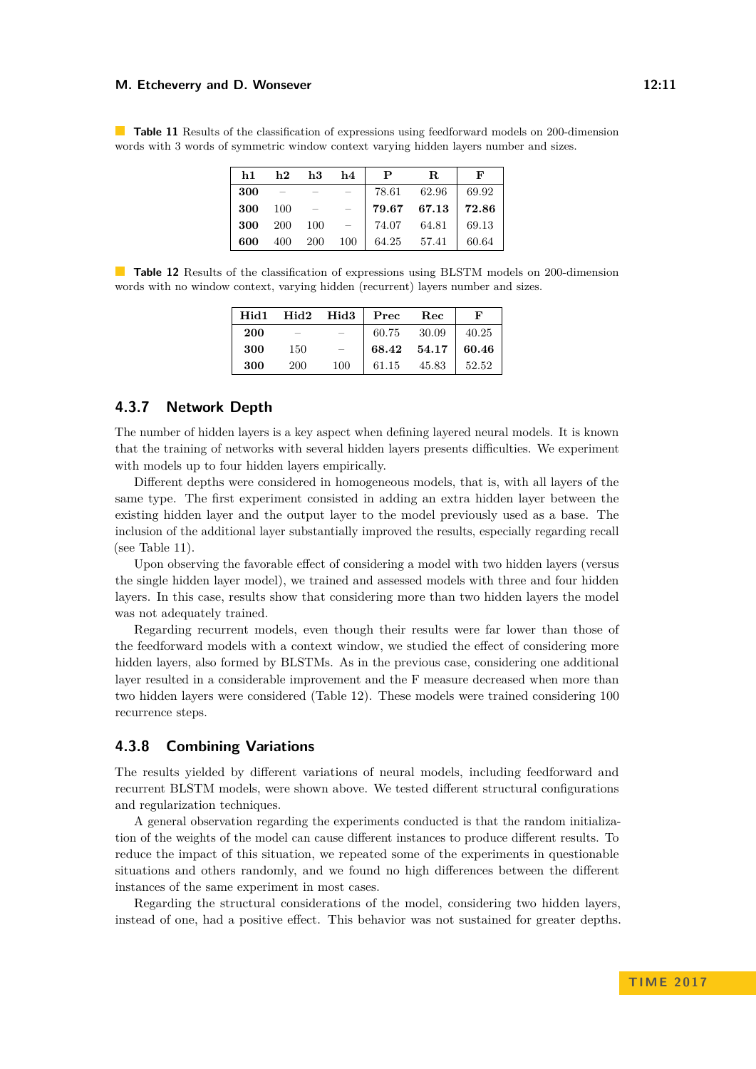**Table 11** Results of the classification of expressions using feedforward models on 200-dimension words with 3 words of symmetric window context varying hidden layers number and sizes.

| h1 | h2 | h3 | h4 | P | R | F |
|---|---|---|---|---|---|---|
| **300** | – | – | – | 78.61 | 62.96 | 69.92 |
| **300** | 100 | – | – | **79.67** | **67.13** | **72.86** |
| **300** | 200 | 100 | – | 74.07 | 64.81 | 69.13 |
| **600** | 400 | 200 | 100 | 64.25 | 57.41 | 60.64 |

**Table 12** Results of the classification of expressions using BLSTM models on 200-dimension words with no window context, varying hidden (recurrent) layers number and sizes.

| Hid1 | Hid2 | Hid3 | Prec | Rec | F |
|---|---|---|---|---|---|
| **200** | – | – | 60.75 | 30.09 | 40.25 |
| **300** | 150 | – | **68.42** | **54.17** | **60.46** |
| **300** | 200 | 100 | 61.15 | 45.83 | 52.52 |

### 4.3.7 Network Depth

The number of hidden layers is a key aspect when defining layered neural models. It is known that the training of networks with several hidden layers presents difficulties. We experiment with models up to four hidden layers empirically.

Different depths were considered in homogeneous models, that is, with all layers of the same type. The first experiment consisted in adding an extra hidden layer between the existing hidden layer and the output layer to the model previously used as a base. The inclusion of the additional layer substantially improved the results, especially regarding recall (see Table 11).

Upon observing the favorable effect of considering a model with two hidden layers (versus the single hidden layer model), we trained and assessed models with three and four hidden layers. In this case, results show that considering more than two hidden layers the model was not adequately trained.

Regarding recurrent models, even though their results were far lower than those of the feedforward models with a context window, we studied the effect of considering more hidden layers, also formed by BLSTMs. As in the previous case, considering one additional layer resulted in a considerable improvement and the F measure decreased when more than two hidden layers were considered (Table 12). These models were trained considering 100 recurrence steps.

### 4.3.8 Combining Variations

The results yielded by different variations of neural models, including feedforward and recurrent BLSTM models, were shown above. We tested different structural configurations and regularization techniques.

A general observation regarding the experiments conducted is that the random initialization of the weights of the model can cause different instances to produce different results. To reduce the impact of this situation, we repeated some of the experiments in questionable situations and others randomly, and we found no high differences between the different instances of the same experiment in most cases.

Regarding the structural considerations of the model, considering two hidden layers, instead of one, had a positive effect. This behavior was not sustained for greater depths.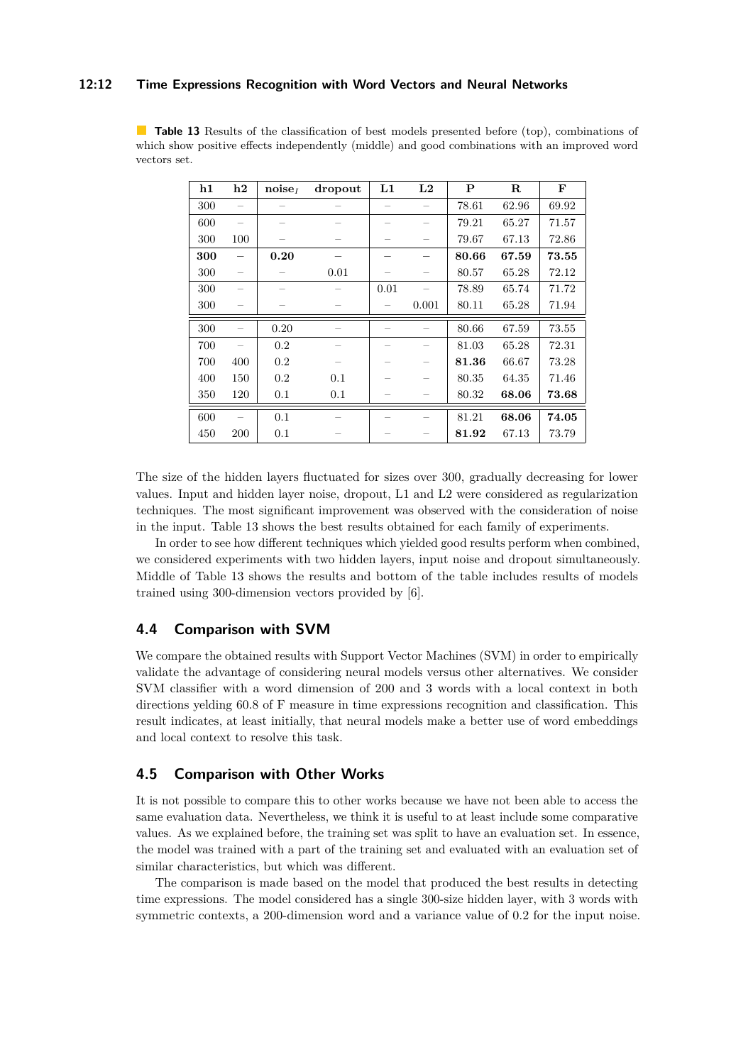**Table 13** Results of the classification of best models presented before (top), combinations of which show positive effects independently (middle) and good combinations with an improved word vectors set.

| h1 | h2 | noise$_I$ | dropout | L1 | L2 | P | R | F |
|---|---|---|---|---|---|---|---|---|
| 300 | – | – | – | – | – | 78.61 | 62.96 | 69.92 |
| 600 | – | – | – | – | – | 79.21 | 65.27 | 71.57 |
| 300 | 100 | – | – | – | – | 79.67 | 67.13 | 72.86 |
| **300** | **–** | **0.20** | **–** | **–** | **–** | **80.66** | **67.59** | **73.55** |
| 300 | – | – | 0.01 | – | – | 80.57 | 65.28 | 72.12 |
| 300 | – | – | – | 0.01 | – | 78.89 | 65.74 | 71.72 |
| 300 | – | – | – | – | 0.001 | 80.11 | 65.28 | 71.94 |
| 300 | – | 0.20 | – | – | – | 80.66 | 67.59 | 73.55 |
| 700 | – | 0.2 | – | – | – | 81.03 | 65.28 | 72.31 |
| 700 | 400 | 0.2 | – | – | – | **81.36** | 66.67 | 73.28 |
| 400 | 150 | 0.2 | 0.1 | – | – | 80.35 | 64.35 | 71.46 |
| 350 | 120 | 0.1 | 0.1 | – | – | 80.32 | **68.06** | **73.68** |
| 600 | – | 0.1 | – | – | – | 81.21 | **68.06** | **74.05** |
| 450 | 200 | 0.1 | – | – | – | **81.92** | 67.13 | 73.79 |

The size of the hidden layers fluctuated for sizes over 300, gradually decreasing for lower values. Input and hidden layer noise, dropout, L1 and L2 were considered as regularization techniques. The most significant improvement was observed with the consideration of noise in the input. Table 13 shows the best results obtained for each family of experiments.

In order to see how different techniques which yielded good results perform when combined, we considered experiments with two hidden layers, input noise and dropout simultaneously. Middle of Table 13 shows the results and bottom of the table includes results of models trained using 300-dimension vectors provided by [6].

## 4.4 Comparison with SVM

We compare the obtained results with Support Vector Machines (SVM) in order to empirically validate the advantage of considering neural models versus other alternatives. We consider SVM classifier with a word dimension of 200 and 3 words with a local context in both directions yelding 60.8 of F measure in time expressions recognition and classification. This result indicates, at least initially, that neural models make a better use of word embeddings and local context to resolve this task.

## 4.5 Comparison with Other Works

It is not possible to compare this to other works because we have not been able to access the same evaluation data. Nevertheless, we think it is useful to at least include some comparative values. As we explained before, the training set was split to have an evaluation set. In essence, the model was trained with a part of the training set and evaluated with an evaluation set of similar characteristics, but which was different.

The comparison is made based on the model that produced the best results in detecting time expressions. The model considered has a single 300-size hidden layer, with 3 words with symmetric contexts, a 200-dimension word and a variance value of 0.2 for the input noise.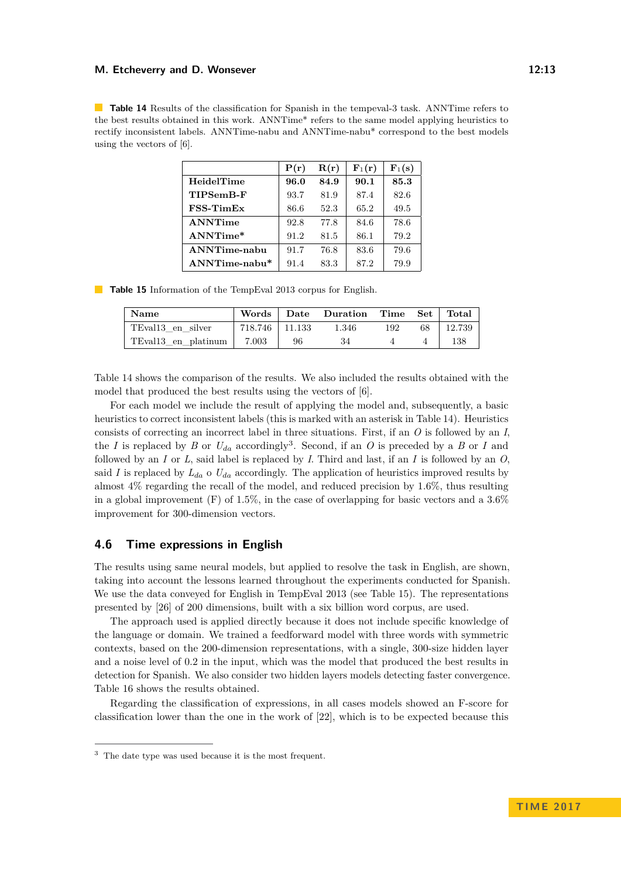**Table 14** Results of the classification for Spanish in the tempeval-3 task. ANNTime refers to the best results obtained in this work. ANNTime* refers to the same model applying heuristics to rectify inconsistent labels. ANNTime-nabu and ANNTime-nabu* correspond to the best models using the vectors of [6].

| | P(r) | R(r) | $F_1$(r) | $F_1$(s) |
|---|---|---|---|---|
| **HeidelTime** | **96.0** | **84.9** | **90.1** | **85.3** |
| **TIPSemB-F** | 93.7 | 81.9 | 87.4 | 82.6 |
| **FSS-TimEx** | 86.6 | 52.3 | 65.2 | 49.5 |
| **ANNTime** | 92.8 | 77.8 | 84.6 | 78.6 |
| **ANNTime*** | 91.2 | 81.5 | 86.1 | 79.2 |
| **ANNTime-nabu** | 91.7 | 76.8 | 83.6 | 79.6 |
| **ANNTime-nabu*** | 91.4 | 83.3 | 87.2 | 79.9 |

**Table 15** Information of the TempEval 2013 corpus for English.

| Name | Words | Date | Duration | Time | Set | Total |
|---|---|---|---|---|---|---|
| TEval13_en_silver | 718.746 | 11.133 | 1.346 | 192 | 68 | 12.739 |
| TEval13_en_platinum | 7.003 | 96 | 34 | 4 | 4 | 138 |

Table 14 shows the comparison of the results. We also included the results obtained with the model that produced the best results using the vectors of [6].

For each model we include the result of applying the model and, subsequently, a basic heuristics to correct inconsistent labels (this is marked with an asterisk in Table 14). Heuristics consists of correcting an incorrect label in three situations. First, if an *O* is followed by an *I*, the *I* is replaced by *B* or $U_{da}$ accordingly[3]. Second, if an *O* is preceded by a *B* or *I* and followed by an *I* or *L*, said label is replaced by *I*. Third and last, if an *I* is followed by an *O*, said *I* is replaced by $L_{da}$ o $U_{da}$ accordingly. The application of heuristics improved results by almost 4% regarding the recall of the model, and reduced precision by 1.6%, thus resulting in a global improvement (F) of 1.5%, in the case of overlapping for basic vectors and a 3.6% improvement for 300-dimension vectors.

## 4.6 Time expressions in English

The results using same neural models, but applied to resolve the task in English, are shown, taking into account the lessons learned throughout the experiments conducted for Spanish. We use the data conveyed for English in TempEval 2013 (see Table 15). The representations presented by [26] of 200 dimensions, built with a six billion word corpus, are used.

The approach used is applied directly because it does not include specific knowledge of the language or domain. We trained a feedforward model with three words with symmetric contexts, based on the 200-dimension representations, with a single, 300-size hidden layer and a noise level of 0.2 in the input, which was the model that produced the best results in detection for Spanish. We also consider two hidden layers models detecting faster convergence. Table 16 shows the results obtained.

Regarding the classification of expressions, in all cases models showed an F-score for classification lower than the one in the work of [22], which is to be expected because this

[3] The date type was used because it is the most frequent.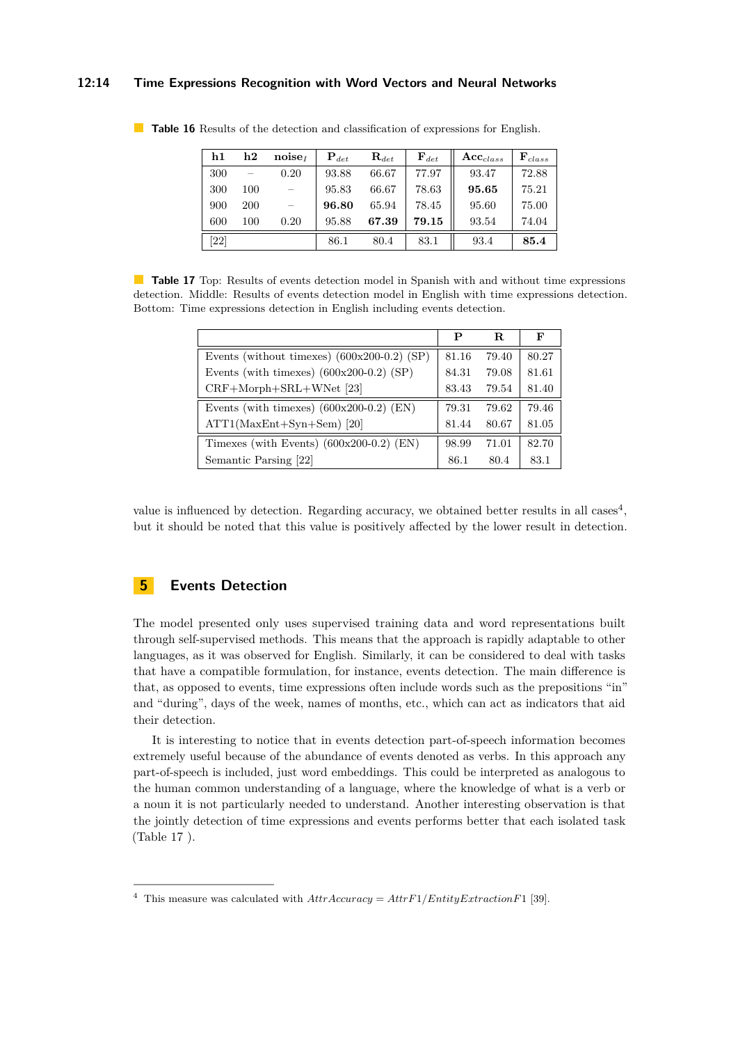**Table 16** Results of the detection and classification of expressions for English.

| h1 | h2 | noise$_I$ | $\mathbf{P}_{det}$ | $\mathbf{R}_{det}$ | $\mathbf{F}_{det}$ | $\mathbf{Acc}_{class}$ | $\mathbf{F}_{class}$ |
|---|---|---|---|---|---|---|---|
| 300 | – | 0.20 | 93.88 | 66.67 | 77.97 | 93.47 | 72.88 |
| 300 | 100 | – | 95.83 | 66.67 | 78.63 | **95.65** | 75.21 |
| 900 | 200 | – | **96.80** | 65.94 | 78.45 | 95.60 | 75.00 |
| 600 | 100 | 0.20 | 95.88 | **67.39** | **79.15** | 93.54 | 74.04 |
| [22] | | | 86.1 | 80.4 | 83.1 | 93.4 | **85.4** |

**Table 17** Top: Results of events detection model in Spanish with and without time expressions detection. Middle: Results of events detection model in English with time expressions detection. Bottom: Time expressions detection in English including events detection.

| | P | R | F |
|---|---|---|---|
| Events (without timexes) (600x200-0.2) (SP) | 81.16 | 79.40 | 80.27 |
| Events (with timexes) (600x200-0.2) (SP) | 84.31 | 79.08 | 81.61 |
| CRF+Morph+SRL+WNet [23] | 83.43 | 79.54 | 81.40 |
| Events (with timexes) (600x200-0.2) (EN) | 79.31 | 79.62 | 79.46 |
| ATT1(MaxEnt+Syn+Sem) [20] | 81.44 | 80.67 | 81.05 |
| Timexes (with Events) (600x200-0.2) (EN) | 98.99 | 71.01 | 82.70 |
| Semantic Parsing [22] | 86.1 | 80.4 | 83.1 |

value is influenced by detection. Regarding accuracy, we obtained better results in all cases[4], but it should be noted that this value is positively affected by the lower result in detection.

## 5 Events Detection

The model presented only uses supervised training data and word representations built through self-supervised methods. This means that the approach is rapidly adaptable to other languages, as it was observed for English. Similarly, it can be considered to deal with tasks that have a compatible formulation, for instance, events detection. The main difference is that, as opposed to events, time expressions often include words such as the prepositions "in" and "during", days of the week, names of months, etc., which can act as indicators that aid their detection.

It is interesting to notice that in events detection part-of-speech information becomes extremely useful because of the abundance of events denoted as verbs. In this approach any part-of-speech is included, just word embeddings. This could be interpreted as analogous to the human common understanding of a language, where the knowledge of what is a verb or a noun it is not particularly needed to understand. Another interesting observation is that the jointly detection of time expressions and events performs better that each isolated task (Table 17 ).

[4] This measure was calculated with $AttrAccuracy = AttrF1/EntityExtractionF1$ [39].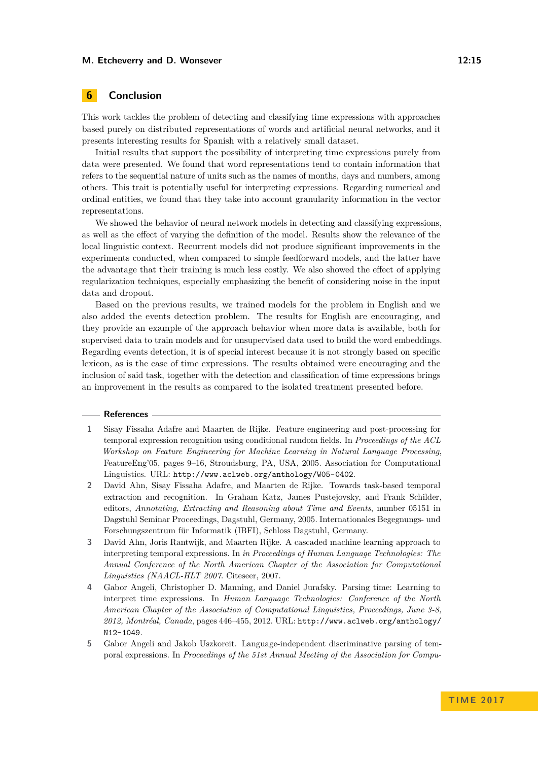## 6 Conclusion

This work tackles the problem of detecting and classifying time expressions with approaches based purely on distributed representations of words and artificial neural networks, and it presents interesting results for Spanish with a relatively small dataset.

Initial results that support the possibility of interpreting time expressions purely from data were presented. We found that word representations tend to contain information that refers to the sequential nature of units such as the names of months, days and numbers, among others. This trait is potentially useful for interpreting expressions. Regarding numerical and ordinal entities, we found that they take into account granularity information in the vector representations.

We showed the behavior of neural network models in detecting and classifying expressions, as well as the effect of varying the definition of the model. Results show the relevance of the local linguistic context. Recurrent models did not produce significant improvements in the experiments conducted, when compared to simple feedforward models, and the latter have the advantage that their training is much less costly. We also showed the effect of applying regularization techniques, especially emphasizing the benefit of considering noise in the input data and dropout.

Based on the previous results, we trained models for the problem in English and we also added the events detection problem. The results for English are encouraging, and they provide an example of the approach behavior when more data is available, both for supervised data to train models and for unsupervised data used to build the word embeddings. Regarding events detection, it is of special interest because it is not strongly based on specific lexicon, as is the case of time expressions. The results obtained were encouraging and the inclusion of said task, together with the detection and classification of time expressions brings an improvement in the results as compared to the isolated treatment presented before.

## References

1. Sisay Fissaha Adafre and Maarten de Rijke. Feature engineering and post-processing for temporal expression recognition using conditional random fields. In *Proceedings of the ACL Workshop on Feature Engineering for Machine Learning in Natural Language Processing*, FeatureEng'05, pages 9–16, Stroudsburg, PA, USA, 2005. Association for Computational Linguistics. URL: http://www.aclweb.org/anthology/W05-0402.
2. David Ahn, Sisay Fissaha Adafre, and Maarten de Rijke. Towards task-based temporal extraction and recognition. In Graham Katz, James Pustejovsky, and Frank Schilder, editors, *Annotating, Extracting and Reasoning about Time and Events*, number 05151 in Dagstuhl Seminar Proceedings, Dagstuhl, Germany, 2005. Internationales Begegnungs- und Forschungszentrum für Informatik (IBFI), Schloss Dagstuhl, Germany.
3. David Ahn, Joris Rantwijk, and Maarten Rijke. A cascaded machine learning approach to interpreting temporal expressions. In *in Proceedings of Human Language Technologies: The Annual Conference of the North American Chapter of the Association for Computational Linguistics (NAACL-HLT 2007*. Citeseer, 2007.
4. Gabor Angeli, Christopher D. Manning, and Daniel Jurafsky. Parsing time: Learning to interpret time expressions. In *Human Language Technologies: Conference of the North American Chapter of the Association of Computational Linguistics, Proceedings, June 3-8, 2012, Montréal, Canada*, pages 446–455, 2012. URL: http://www.aclweb.org/anthology/N12-1049.
5. Gabor Angeli and Jakob Uszkoreit. Language-independent discriminative parsing of temporal expressions. In *Proceedings of the 51st Annual Meeting of the Association for Compu-*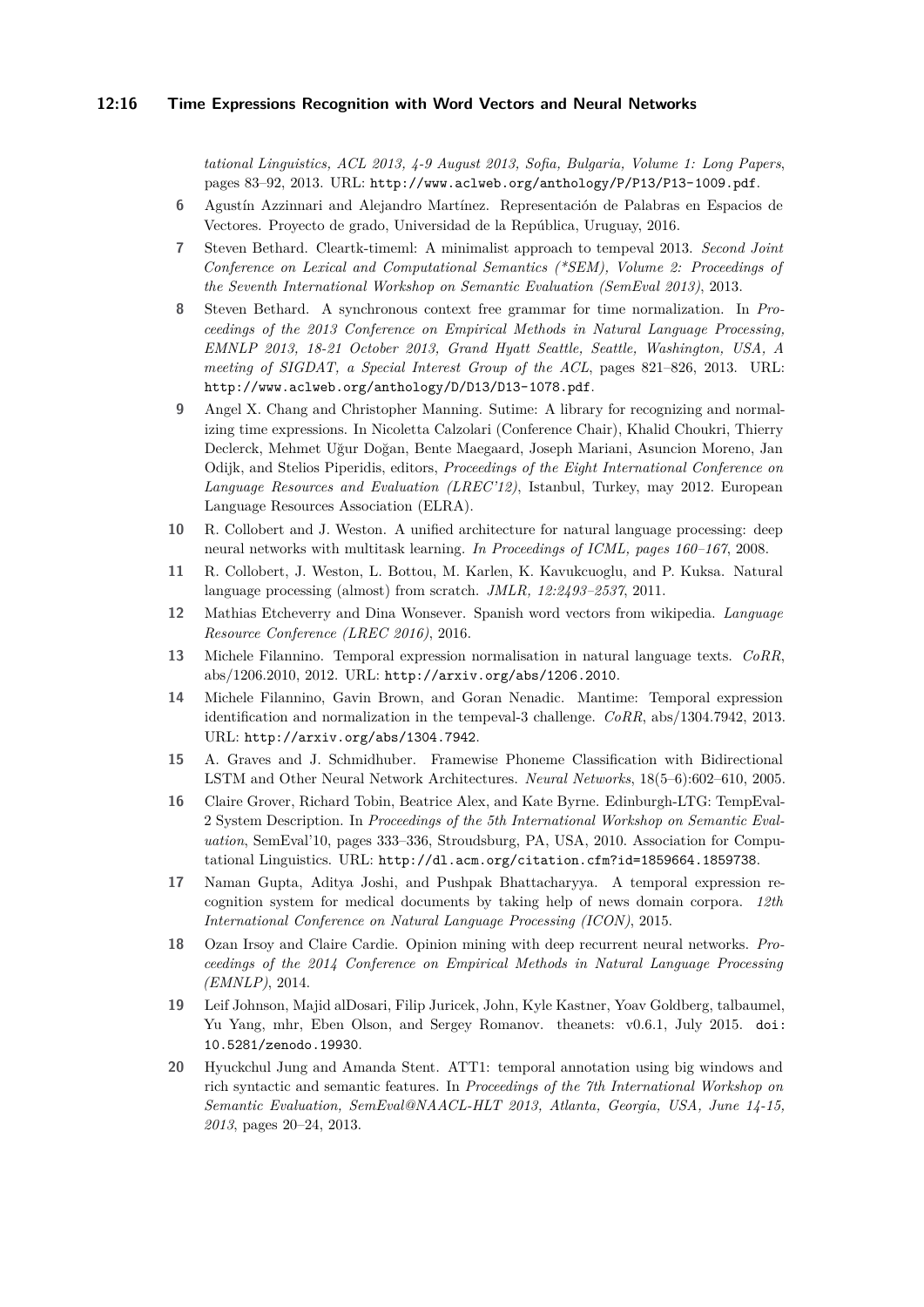*tational Linguistics, ACL 2013, 4-9 August 2013, Sofia, Bulgaria, Volume 1: Long Papers*, pages 83–92, 2013. URL: http://www.aclweb.org/anthology/P/P13/P13-1009.pdf.

**6** Agustín Azzinnari and Alejandro Martínez. Representación de Palabras en Espacios de Vectores. Proyecto de grado, Universidad de la República, Uruguay, 2016.

**7** Steven Bethard. Cleartk-timeml: A minimalist approach to tempeval 2013. *Second Joint Conference on Lexical and Computational Semantics (*SEM), Volume 2: Proceedings of the Seventh International Workshop on Semantic Evaluation (SemEval 2013)*, 2013.

**8** Steven Bethard. A synchronous context free grammar for time normalization. In *Proceedings of the 2013 Conference on Empirical Methods in Natural Language Processing, EMNLP 2013, 18-21 October 2013, Grand Hyatt Seattle, Seattle, Washington, USA, A meeting of SIGDAT, a Special Interest Group of the ACL*, pages 821–826, 2013. URL: http://www.aclweb.org/anthology/D/D13/D13-1078.pdf.

**9** Angel X. Chang and Christopher Manning. Sutime: A library for recognizing and normalizing time expressions. In Nicoletta Calzolari (Conference Chair), Khalid Choukri, Thierry Declerck, Mehmet Uğur Doğan, Bente Maegaard, Joseph Mariani, Asuncion Moreno, Jan Odijk, and Stelios Piperidis, editors, *Proceedings of the Eight International Conference on Language Resources and Evaluation (LREC'12)*, Istanbul, Turkey, may 2012. European Language Resources Association (ELRA).

**10** R. Collobert and J. Weston. A unified architecture for natural language processing: deep neural networks with multitask learning. *In Proceedings of ICML, pages 160–167*, 2008.

**11** R. Collobert, J. Weston, L. Bottou, M. Karlen, K. Kavukcuoglu, and P. Kuksa. Natural language processing (almost) from scratch. *JMLR, 12:2493–2537*, 2011.

**12** Mathias Etcheverry and Dina Wonsever. Spanish word vectors from wikipedia. *Language Resource Conference (LREC 2016)*, 2016.

**13** Michele Filannino. Temporal expression normalisation in natural language texts. *CoRR*, abs/1206.2010, 2012. URL: http://arxiv.org/abs/1206.2010.

**14** Michele Filannino, Gavin Brown, and Goran Nenadic. Mantime: Temporal expression identification and normalization in the tempeval-3 challenge. *CoRR*, abs/1304.7942, 2013. URL: http://arxiv.org/abs/1304.7942.

**15** A. Graves and J. Schmidhuber. Framewise Phoneme Classification with Bidirectional LSTM and Other Neural Network Architectures. *Neural Networks*, 18(5–6):602–610, 2005.

**16** Claire Grover, Richard Tobin, Beatrice Alex, and Kate Byrne. Edinburgh-LTG: TempEval-2 System Description. In *Proceedings of the 5th International Workshop on Semantic Evaluation*, SemEval'10, pages 333–336, Stroudsburg, PA, USA, 2010. Association for Computational Linguistics. URL: http://dl.acm.org/citation.cfm?id=1859664.1859738.

**17** Naman Gupta, Aditya Joshi, and Pushpak Bhattacharyya. A temporal expression recognition system for medical documents by taking help of news domain corpora. *12th International Conference on Natural Language Processing (ICON)*, 2015.

**18** Ozan Irsoy and Claire Cardie. Opinion mining with deep recurrent neural networks. *Proceedings of the 2014 Conference on Empirical Methods in Natural Language Processing (EMNLP)*, 2014.

**19** Leif Johnson, Majid alDosari, Filip Juricek, John, Kyle Kastner, Yoav Goldberg, talbaumel, Yu Yang, mhr, Eben Olson, and Sergey Romanov. theanets: v0.6.1, July 2015. doi: 10.5281/zenodo.19930.

**20** Hyuckchul Jung and Amanda Stent. ATT1: temporal annotation using big windows and rich syntactic and semantic features. In *Proceedings of the 7th International Workshop on Semantic Evaluation, SemEval@NAACL-HLT 2013, Atlanta, Georgia, USA, June 14-15, 2013*, pages 20–24, 2013.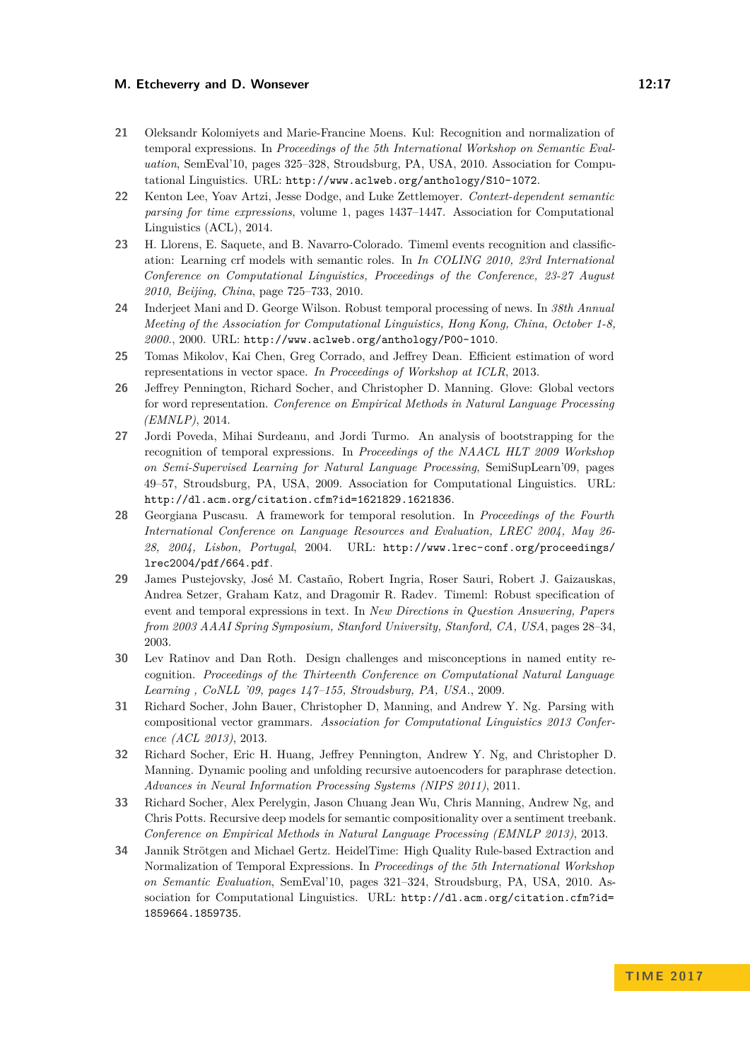**21** Oleksandr Kolomiyets and Marie-Francine Moens. Kul: Recognition and normalization of temporal expressions. In *Proceedings of the 5th International Workshop on Semantic Evaluation*, SemEval'10, pages 325–328, Stroudsburg, PA, USA, 2010. Association for Computational Linguistics. URL: `http://www.aclweb.org/anthology/S10-1072`.

**22** Kenton Lee, Yoav Artzi, Jesse Dodge, and Luke Zettlemoyer. *Context-dependent semantic parsing for time expressions*, volume 1, pages 1437–1447. Association for Computational Linguistics (ACL), 2014.

**23** H. Llorens, E. Saquete, and B. Navarro-Colorado. Timeml events recognition and classification: Learning crf models with semantic roles. In *In COLING 2010, 23rd International Conference on Computational Linguistics, Proceedings of the Conference, 23-27 August 2010, Beijing, China*, page 725–733, 2010.

**24** Inderjeet Mani and D. George Wilson. Robust temporal processing of news. In *38th Annual Meeting of the Association for Computational Linguistics, Hong Kong, China, October 1-8, 2000.*, 2000. URL: `http://www.aclweb.org/anthology/P00-1010`.

**25** Tomas Mikolov, Kai Chen, Greg Corrado, and Jeffrey Dean. Efficient estimation of word representations in vector space. *In Proceedings of Workshop at ICLR*, 2013.

**26** Jeffrey Pennington, Richard Socher, and Christopher D. Manning. Glove: Global vectors for word representation. *Conference on Empirical Methods in Natural Language Processing (EMNLP)*, 2014.

**27** Jordi Poveda, Mihai Surdeanu, and Jordi Turmo. An analysis of bootstrapping for the recognition of temporal expressions. In *Proceedings of the NAACL HLT 2009 Workshop on Semi-Supervised Learning for Natural Language Processing*, SemiSupLearn'09, pages 49–57, Stroudsburg, PA, USA, 2009. Association for Computational Linguistics. URL: `http://dl.acm.org/citation.cfm?id=1621829.1621836`.

**28** Georgiana Puscasu. A framework for temporal resolution. In *Proceedings of the Fourth International Conference on Language Resources and Evaluation, LREC 2004, May 26-28, 2004, Lisbon, Portugal*, 2004. URL: `http://www.lrec-conf.org/proceedings/lrec2004/pdf/664.pdf`.

**29** James Pustejovsky, José M. Castaño, Robert Ingria, Roser Sauri, Robert J. Gaizauskas, Andrea Setzer, Graham Katz, and Dragomir R. Radev. Timeml: Robust specification of event and temporal expressions in text. In *New Directions in Question Answering, Papers from 2003 AAAI Spring Symposium, Stanford University, Stanford, CA, USA*, pages 28–34, 2003.

**30** Lev Ratinov and Dan Roth. Design challenges and misconceptions in named entity recognition. *Proceedings of the Thirteenth Conference on Computational Natural Language Learning , CoNLL '09, pages 147–155, Stroudsburg, PA, USA.*, 2009.

**31** Richard Socher, John Bauer, Christopher D, Manning, and Andrew Y. Ng. Parsing with compositional vector grammars. *Association for Computational Linguistics 2013 Conference (ACL 2013)*, 2013.

**32** Richard Socher, Eric H. Huang, Jeffrey Pennington, Andrew Y. Ng, and Christopher D. Manning. Dynamic pooling and unfolding recursive autoencoders for paraphrase detection. *Advances in Neural Information Processing Systems (NIPS 2011)*, 2011.

**33** Richard Socher, Alex Perelygin, Jason Chuang Jean Wu, Chris Manning, Andrew Ng, and Chris Potts. Recursive deep models for semantic compositionality over a sentiment treebank. *Conference on Empirical Methods in Natural Language Processing (EMNLP 2013)*, 2013.

**34** Jannik Strötgen and Michael Gertz. HeidelTime: High Quality Rule-based Extraction and Normalization of Temporal Expressions. In *Proceedings of the 5th International Workshop on Semantic Evaluation*, SemEval'10, pages 321–324, Stroudsburg, PA, USA, 2010. Association for Computational Linguistics. URL: `http://dl.acm.org/citation.cfm?id=1859664.1859735`.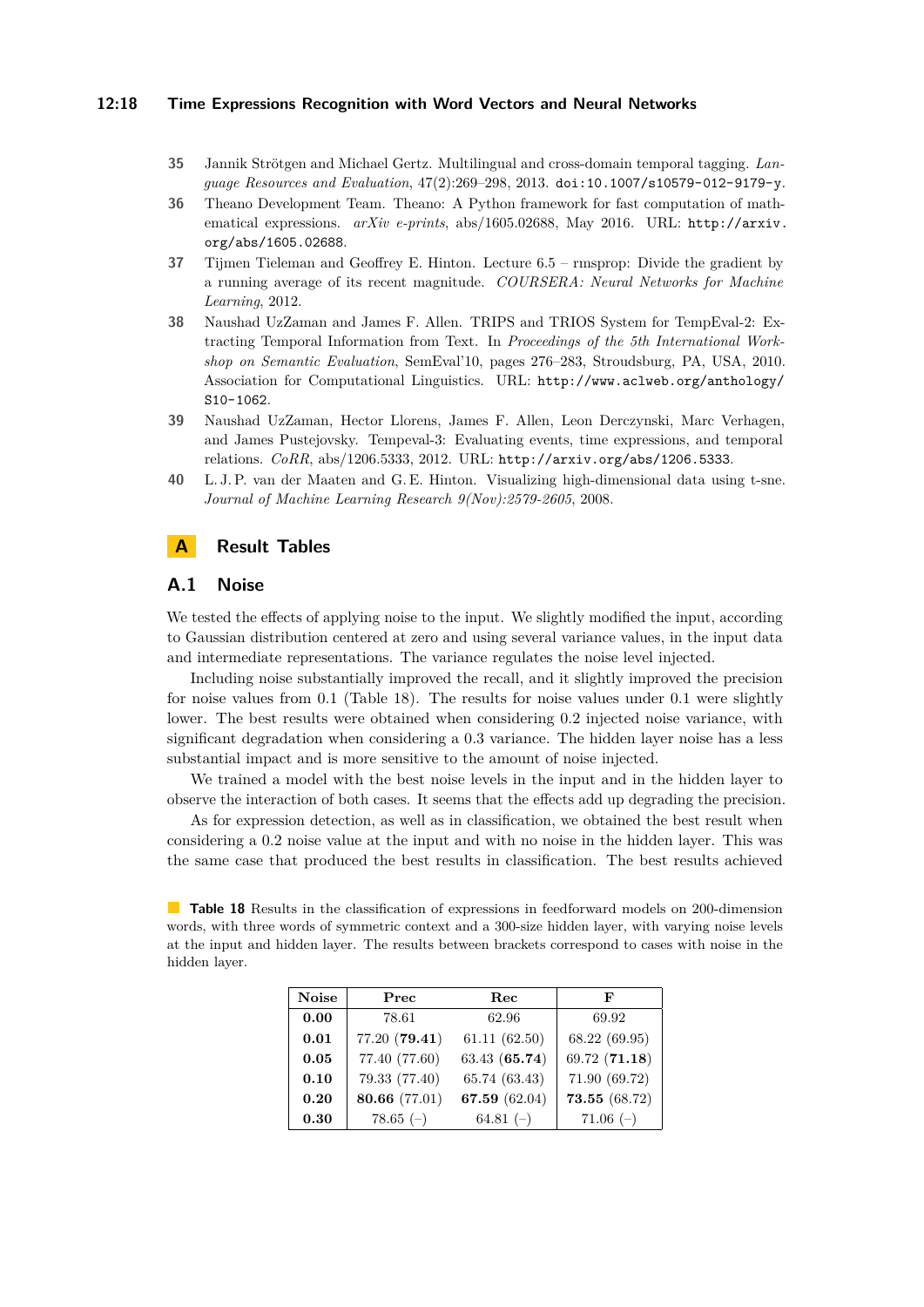35 Jannik Strötgen and Michael Gertz. Multilingual and cross-domain temporal tagging. *Language Resources and Evaluation*, 47(2):269–298, 2013. doi:10.1007/s10579-012-9179-y.

36 Theano Development Team. Theano: A Python framework for fast computation of mathematical expressions. *arXiv e-prints*, abs/1605.02688, May 2016. URL: http://arxiv.org/abs/1605.02688.

37 Tijmen Tieleman and Geoffrey E. Hinton. Lecture 6.5 – rmsprop: Divide the gradient by a running average of its recent magnitude. *COURSERA: Neural Networks for Machine Learning*, 2012.

38 Naushad UzZaman and James F. Allen. TRIPS and TRIOS System for TempEval-2: Extracting Temporal Information from Text. In *Proceedings of the 5th International Workshop on Semantic Evaluation*, SemEval'10, pages 276–283, Stroudsburg, PA, USA, 2010. Association for Computational Linguistics. URL: http://www.aclweb.org/anthology/S10-1062.

39 Naushad UzZaman, Hector Llorens, James F. Allen, Leon Derczynski, Marc Verhagen, and James Pustejovsky. Tempeval-3: Evaluating events, time expressions, and temporal relations. *CoRR*, abs/1206.5333, 2012. URL: http://arxiv.org/abs/1206.5333.

40 L. J. P. van der Maaten and G. E. Hinton. Visualizing high-dimensional data using t-sne. *Journal of Machine Learning Research 9(Nov):2579-2605*, 2008.

# A Result Tables

## A.1 Noise

We tested the effects of applying noise to the input. We slightly modified the input, according to Gaussian distribution centered at zero and using several variance values, in the input data and intermediate representations. The variance regulates the noise level injected.

Including noise substantially improved the recall, and it slightly improved the precision for noise values from 0.1 (Table 18). The results for noise values under 0.1 were slightly lower. The best results were obtained when considering 0.2 injected noise variance, with significant degradation when considering a 0.3 variance. The hidden layer noise has a less substantial impact and is more sensitive to the amount of noise injected.

We trained a model with the best noise levels in the input and in the hidden layer to observe the interaction of both cases. It seems that the effects add up degrading the precision.

As for expression detection, as well as in classification, we obtained the best result when considering a 0.2 noise value at the input and with no noise in the hidden layer. This was the same case that produced the best results in classification. The best results achieved

**Table 18** Results in the classification of expressions in feedforward models on 200-dimension words, with three words of symmetric context and a 300-size hidden layer, with varying noise levels at the input and hidden layer. The results between brackets correspond to cases with noise in the hidden layer.

| Noise | Prec | Rec | F |
|---|---|---|---|
| **0.00** | 78.61 | 62.96 | 69.92 |
| **0.01** | 77.20 (**79.41**) | 61.11 (62.50) | 68.22 (69.95) |
| **0.05** | 77.40 (77.60) | 63.43 (**65.74**) | 69.72 (**71.18**) |
| **0.10** | 79.33 (77.40) | 65.74 (63.43) | 71.90 (69.72) |
| **0.20** | **80.66** (77.01) | **67.59** (62.04) | **73.55** (68.72) |
| **0.30** | 78.65 (–) | 64.81 (–) | 71.06 (–) |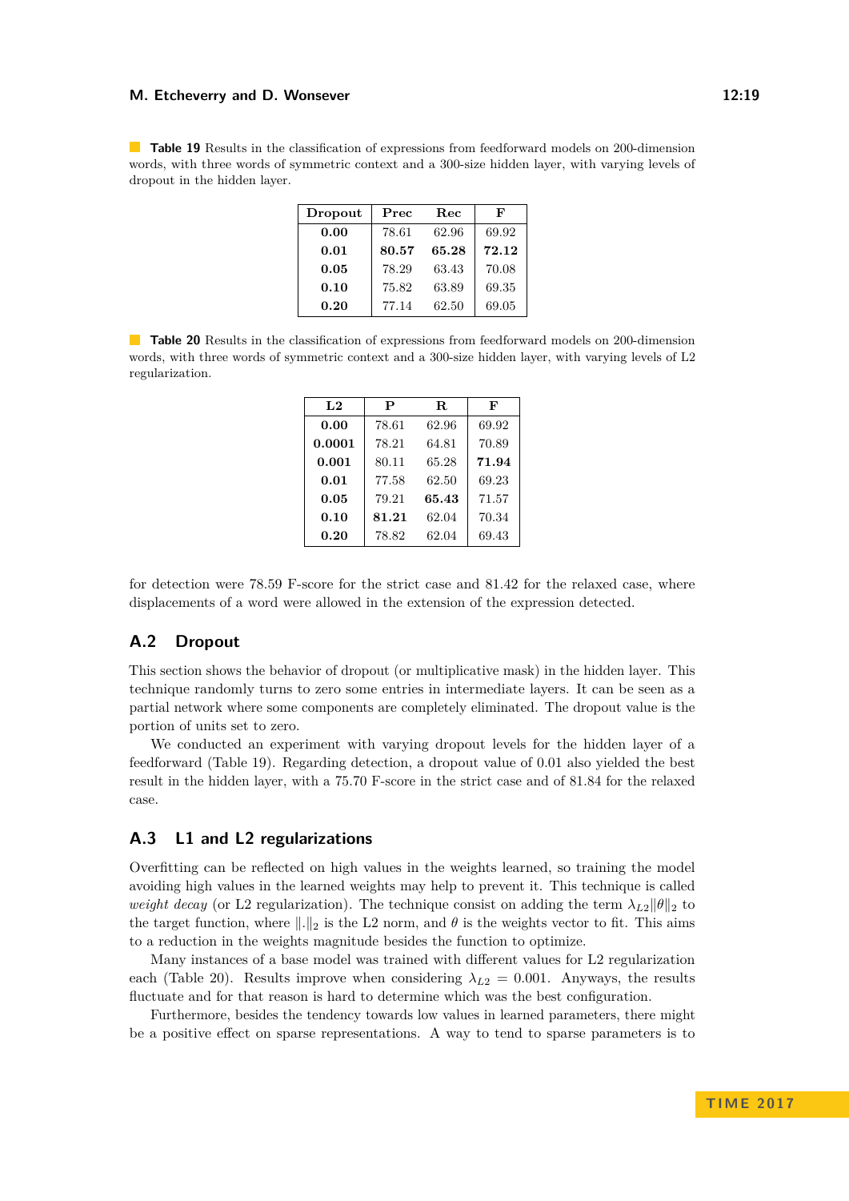**Table 19** Results in the classification of expressions from feedforward models on 200-dimension words, with three words of symmetric context and a 300-size hidden layer, with varying levels of dropout in the hidden layer.

| Dropout | Prec | Rec | F |
|---|---|---|---|
| **0.00** | 78.61 | 62.96 | 69.92 |
| **0.01** | **80.57** | **65.28** | **72.12** |
| **0.05** | 78.29 | 63.43 | 70.08 |
| **0.10** | 75.82 | 63.89 | 69.35 |
| **0.20** | 77.14 | 62.50 | 69.05 |

**Table 20** Results in the classification of expressions from feedforward models on 200-dimension words, with three words of symmetric context and a 300-size hidden layer, with varying levels of L2 regularization.

| L2 | P | R | F |
|---|---|---|---|
| **0.00** | 78.61 | 62.96 | 69.92 |
| **0.0001** | 78.21 | 64.81 | 70.89 |
| **0.001** | 80.11 | 65.28 | **71.94** |
| **0.01** | 77.58 | 62.50 | 69.23 |
| **0.05** | 79.21 | **65.43** | 71.57 |
| **0.10** | **81.21** | 62.04 | 70.34 |
| **0.20** | 78.82 | 62.04 | 69.43 |

for detection were 78.59 F-score for the strict case and 81.42 for the relaxed case, where displacements of a word were allowed in the extension of the expression detected.

## A.2 Dropout

This section shows the behavior of dropout (or multiplicative mask) in the hidden layer. This technique randomly turns to zero some entries in intermediate layers. It can be seen as a partial network where some components are completely eliminated. The dropout value is the portion of units set to zero.

We conducted an experiment with varying dropout levels for the hidden layer of a feedforward (Table 19). Regarding detection, a dropout value of 0.01 also yielded the best result in the hidden layer, with a 75.70 F-score in the strict case and of 81.84 for the relaxed case.

## A.3 L1 and L2 regularizations

Overfitting can be reflected on high values in the weights learned, so training the model avoiding high values in the learned weights may help to prevent it. This technique is called *weight decay* (or L2 regularization). The technique consist on adding the term $\lambda_{L2}\|\theta\|_2$ to the target function, where $\|.\|_2$ is the L2 norm, and $\theta$ is the weights vector to fit. This aims to a reduction in the weights magnitude besides the function to optimize.

Many instances of a base model was trained with different values for L2 regularization each (Table 20). Results improve when considering $\lambda_{L2} = 0.001$. Anyways, the results fluctuate and for that reason is hard to determine which was the best configuration.

Furthermore, besides the tendency towards low values in learned parameters, there might be a positive effect on sparse representations. A way to tend to sparse parameters is to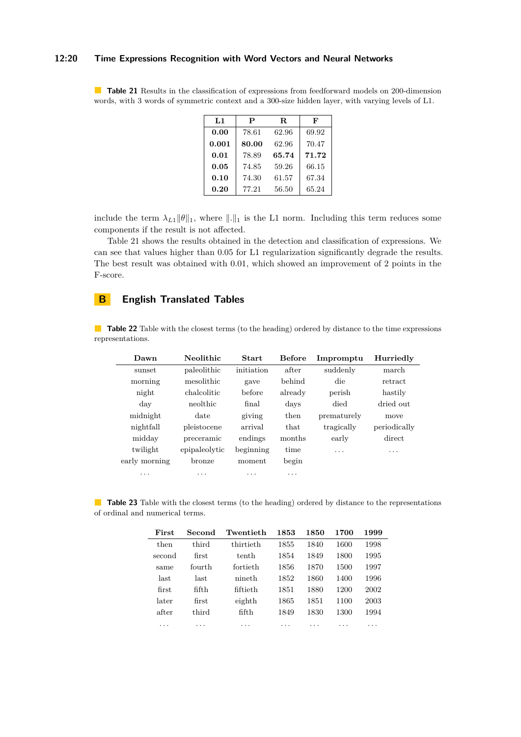**Table 21** Results in the classification of expressions from feedforward models on 200-dimension words, with 3 words of symmetric context and a 300-size hidden layer, with varying levels of L1.

| L1 | P | R | F |
|---|---|---|---|
| **0.00** | 78.61 | 62.96 | 69.92 |
| **0.001** | **80.00** | 62.96 | 70.47 |
| **0.01** | 78.89 | **65.74** | **71.72** |
| **0.05** | 74.85 | 59.26 | 66.15 |
| **0.10** | 74.30 | 61.57 | 67.34 |
| **0.20** | 77.21 | 56.50 | 65.24 |

include the term $\lambda_{L1}\|\theta\|_1$, where $\|.\|_1$ is the L1 norm. Including this term reduces some components if the result is not affected.

Table 21 shows the results obtained in the detection and classification of expressions. We can see that values higher than 0.05 for L1 regularization significantly degrade the results. The best result was obtained with 0.01, which showed an improvement of 2 points in the F-score.

# B English Translated Tables

**Table 22** Table with the closest terms (to the heading) ordered by distance to the time expressions representations.

| Dawn | Neolithic | Start | Before | Impromptu | Hurriedly |
|---|---|---|---|---|---|
| sunset | paleolithic | initiation | after | suddenly | march |
| morning | mesolithic | gave | behind | die | retract |
| night | chalcolitic | before | already | perish | hastily |
| day | neolthic | final | days | died | dried out |
| midnight | date | giving | then | prematurely | move |
| nightfall | pleistocene | arrival | that | tragically | periodically |
| midday | preceramic | endings | months | early | direct |
| twilight | epipaleolytic | beginning | time | ... | ... |
| early morning | bronze | moment | begin | | |
| ... | ... | ... | ... | | |

**Table 23** Table with the closest terms (to the heading) ordered by distance to the representations of ordinal and numerical terms.

| First | Second | Twentieth | 1853 | 1850 | 1700 | 1999 |
|---|---|---|---|---|---|---|
| then | third | thirtieth | 1855 | 1840 | 1600 | 1998 |
| second | first | tenth | 1854 | 1849 | 1800 | 1995 |
| same | fourth | fortieth | 1856 | 1870 | 1500 | 1997 |
| last | last | nineth | 1852 | 1860 | 1400 | 1996 |
| first | fifth | fiftieth | 1851 | 1880 | 1200 | 2002 |
| later | first | eighth | 1865 | 1851 | 1100 | 2003 |
| after | third | fifth | 1849 | 1830 | 1300 | 1994 |
| ... | ... | ... | ... | ... | ... | ... |